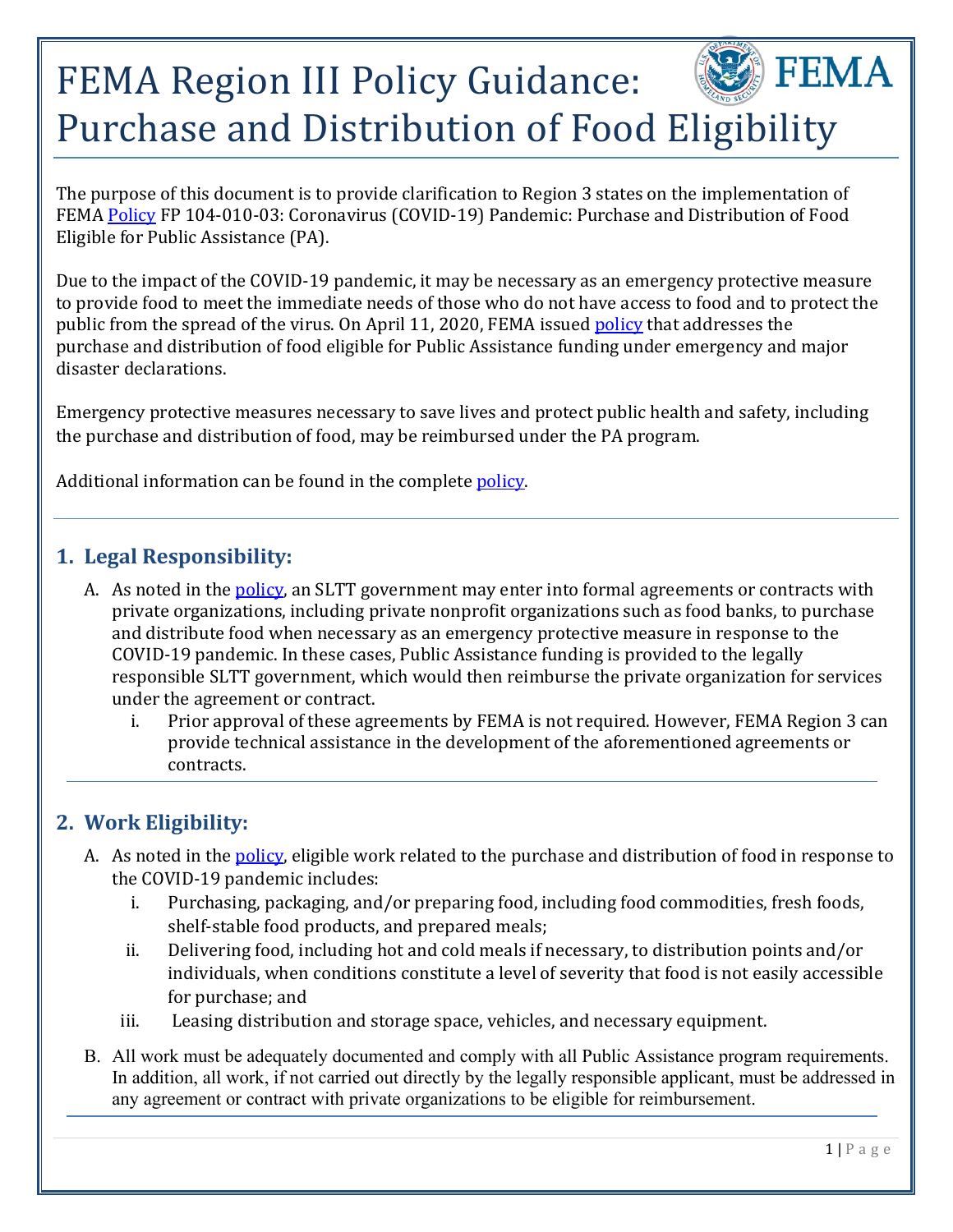# FEMA Region III Policy Guidance: Purchase and Distribution of Food Eligibility

The purpose of this document is to provide clarification to Region 3 states on the implementation of FEMA Policy FP 104-010-03: Coronavirus (COVID-19) Pandemic: Purchase and Distribution of Food Eligible for Public Assistance (PA).

Due to the impact of the COVID-19 pandemic, it may be necessary as an emergency protective measure to provide food to meet the immediate needs of those who do not have access to food and to protect the public from the spread of the virus. On April 11, 2020, FEMA issued policy that addresses the purchase and distribution of food eligible for Public Assistance funding under emergency and major disaster declarations.

Emergency protective measures necessary to save lives and protect public health and safety, including the purchase and distribution of food, may be reimbursed under the PA program.

Additional information can be found in the complete policy.

---

## 1. Legal Responsibility:

A. As noted in the policy, an SLTT government may enter into formal agreements or contracts with private organizations, including private nonprofit organizations such as food banks, to purchase and distribute food when necessary as an emergency protective measure in response to the COVID-19 pandemic. In these cases, Public Assistance funding is provided to the legally responsible SLTT government, which would then reimburse the private organization for services under the agreement or contract.

   i. Prior approval of these agreements by FEMA is not required. However, FEMA Region 3 can provide technical assistance in the development of the aforementioned agreements or contracts.

---

## 2. Work Eligibility:

A. As noted in the policy, eligible work related to the purchase and distribution of food in response to the COVID-19 pandemic includes:

   i. Purchasing, packaging, and/or preparing food, including food commodities, fresh foods, shelf-stable food products, and prepared meals;

   ii. Delivering food, including hot and cold meals if necessary, to distribution points and/or individuals, when conditions constitute a level of severity that food is not easily accessible for purchase; and

   iii. Leasing distribution and storage space, vehicles, and necessary equipment.

B. All work must be adequately documented and comply with all Public Assistance program requirements. In addition, all work, if not carried out directly by the legally responsible applicant, must be addressed in any agreement or contract with private organizations to be eligible for reimbursement.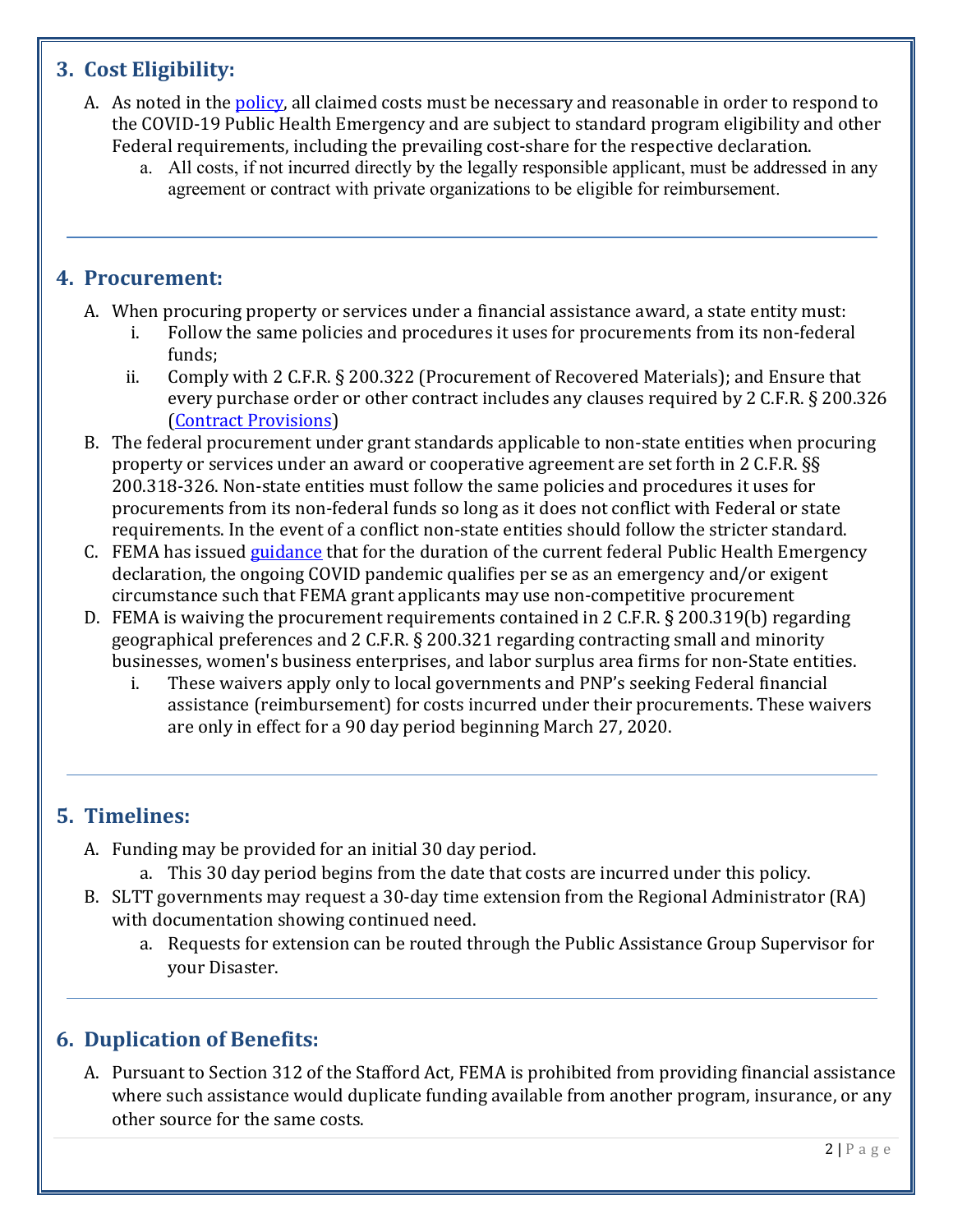## 3. Cost Eligibility:

A. As noted in the [policy](), all claimed costs must be necessary and reasonable in order to respond to the COVID-19 Public Health Emergency and are subject to standard program eligibility and other Federal requirements, including the prevailing cost-share for the respective declaration.
   a. All costs, if not incurred directly by the legally responsible applicant, must be addressed in any agreement or contract with private organizations to be eligible for reimbursement.

---

## 4. Procurement:

A. When procuring property or services under a financial assistance award, a state entity must:
   i. Follow the same policies and procedures it uses for procurements from its non-federal funds;
   ii. Comply with 2 C.F.R. § 200.322 (Procurement of Recovered Materials); and Ensure that every purchase order or other contract includes any clauses required by 2 C.F.R. § 200.326 ([Contract Provisions]())

B. The federal procurement under grant standards applicable to non-state entities when procuring property or services under an award or cooperative agreement are set forth in 2 C.F.R. §§ 200.318-326. Non-state entities must follow the same policies and procedures it uses for procurements from its non-federal funds so long as it does not conflict with Federal or state requirements. In the event of a conflict non-state entities should follow the stricter standard.

C. FEMA has issued [guidance]() that for the duration of the current federal Public Health Emergency declaration, the ongoing COVID pandemic qualifies per se as an emergency and/or exigent circumstance such that FEMA grant applicants may use non-competitive procurement

D. FEMA is waiving the procurement requirements contained in 2 C.F.R. § 200.319(b) regarding geographical preferences and 2 C.F.R. § 200.321 regarding contracting small and minority businesses, women's business enterprises, and labor surplus area firms for non-State entities.
   i. These waivers apply only to local governments and PNP's seeking Federal financial assistance (reimbursement) for costs incurred under their procurements. These waivers are only in effect for a 90 day period beginning March 27, 2020.

---

## 5. Timelines:

A. Funding may be provided for an initial 30 day period.
   a. This 30 day period begins from the date that costs are incurred under this policy.

B. SLTT governments may request a 30-day time extension from the Regional Administrator (RA) with documentation showing continued need.
   a. Requests for extension can be routed through the Public Assistance Group Supervisor for your Disaster.

---

## 6. Duplication of Benefits:

A. Pursuant to Section 312 of the Stafford Act, FEMA is prohibited from providing financial assistance where such assistance would duplicate funding available from another program, insurance, or any other source for the same costs.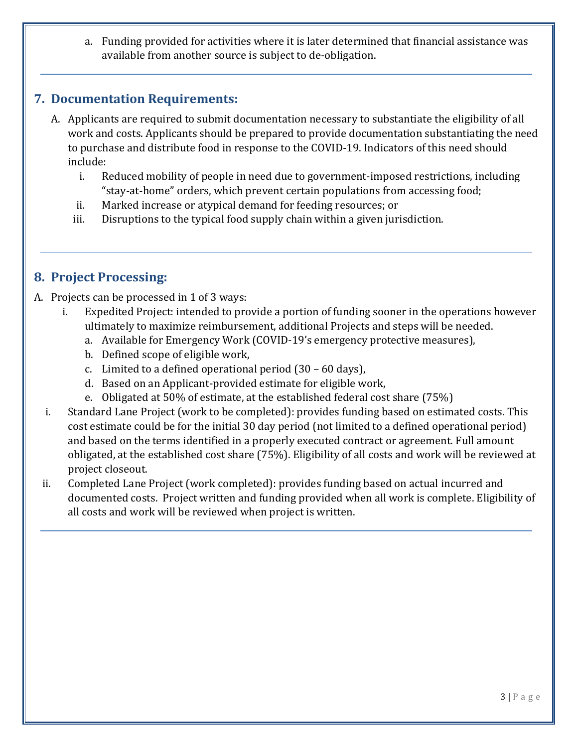a. Funding provided for activities where it is later determined that financial assistance was available from another source is subject to de-obligation.

## 7. Documentation Requirements:

A. Applicants are required to submit documentation necessary to substantiate the eligibility of all work and costs. Applicants should be prepared to provide documentation substantiating the need to purchase and distribute food in response to the COVID-19. Indicators of this need should include:

   i. Reduced mobility of people in need due to government-imposed restrictions, including "stay-at-home" orders, which prevent certain populations from accessing food;

   ii. Marked increase or atypical demand for feeding resources; or

   iii. Disruptions to the typical food supply chain within a given jurisdiction.

## 8. Project Processing:

A. Projects can be processed in 1 of 3 ways:

   i. Expedited Project: intended to provide a portion of funding sooner in the operations however ultimately to maximize reimbursement, additional Projects and steps will be needed.

      a. Available for Emergency Work (COVID-19's emergency protective measures),

      b. Defined scope of eligible work,

      c. Limited to a defined operational period (30 – 60 days),

      d. Based on an Applicant-provided estimate for eligible work,

      e. Obligated at 50% of estimate, at the established federal cost share (75%)

   i. Standard Lane Project (work to be completed): provides funding based on estimated costs. This cost estimate could be for the initial 30 day period (not limited to a defined operational period) and based on the terms identified in a properly executed contract or agreement. Full amount obligated, at the established cost share (75%). Eligibility of all costs and work will be reviewed at project closeout.

   ii. Completed Lane Project (work completed): provides funding based on actual incurred and documented costs. Project written and funding provided when all work is complete. Eligibility of all costs and work will be reviewed when project is written.